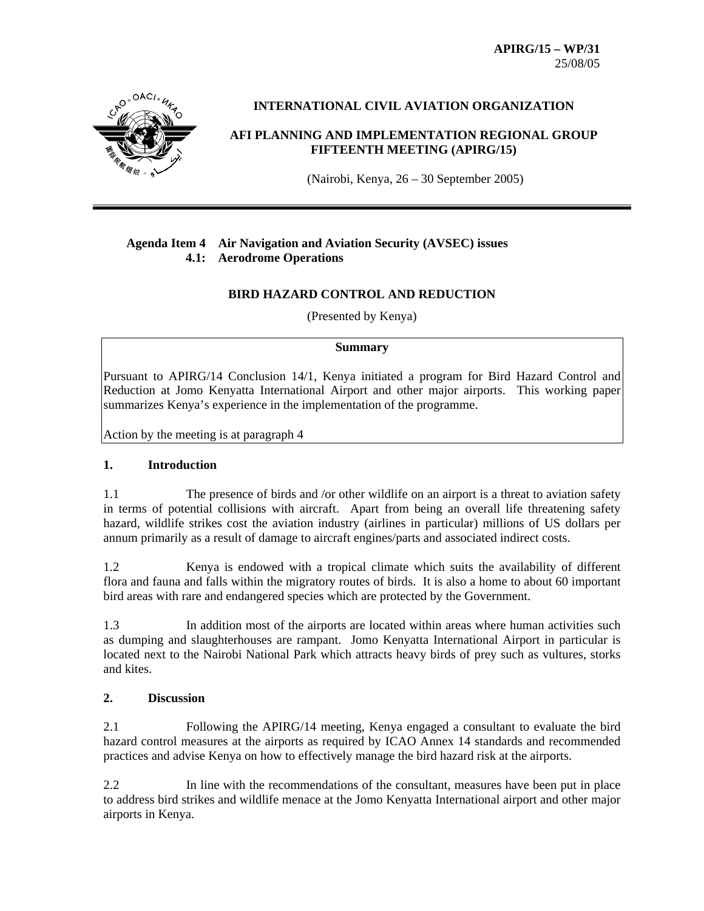**APIRG/15 – WP/31**
25/08/05

**INTERNATIONAL CIVIL AVIATION ORGANIZATION**

**AFI PLANNING AND IMPLEMENTATION REGIONAL GROUP FIFTEENTH MEETING (APIRG/15)**

(Nairobi, Kenya, 26 – 30 September 2005)

---

**Agenda Item 4 Air Navigation and Aviation Security (AVSEC) issues**
**4.1: Aerodrome Operations**

## BIRD HAZARD CONTROL AND REDUCTION

(Presented by Kenya)

| **Summary** |
|---|
| Pursuant to APIRG/14 Conclusion 14/1, Kenya initiated a program for Bird Hazard Control and Reduction at Jomo Kenyatta International Airport and other major airports. This working paper summarizes Kenya's experience in the implementation of the programme.<br><br>Action by the meeting is at paragraph 4 |

### 1. Introduction

1.1 The presence of birds and /or other wildlife on an airport is a threat to aviation safety in terms of potential collisions with aircraft. Apart from being an overall life threatening safety hazard, wildlife strikes cost the aviation industry (airlines in particular) millions of US dollars per annum primarily as a result of damage to aircraft engines/parts and associated indirect costs.

1.2 Kenya is endowed with a tropical climate which suits the availability of different flora and fauna and falls within the migratory routes of birds. It is also a home to about 60 important bird areas with rare and endangered species which are protected by the Government.

1.3 In addition most of the airports are located within areas where human activities such as dumping and slaughterhouses are rampant. Jomo Kenyatta International Airport in particular is located next to the Nairobi National Park which attracts heavy birds of prey such as vultures, storks and kites.

### 2. Discussion

2.1 Following the APIRG/14 meeting, Kenya engaged a consultant to evaluate the bird hazard control measures at the airports as required by ICAO Annex 14 standards and recommended practices and advise Kenya on how to effectively manage the bird hazard risk at the airports.

2.2 In line with the recommendations of the consultant, measures have been put in place to address bird strikes and wildlife menace at the Jomo Kenyatta International airport and other major airports in Kenya.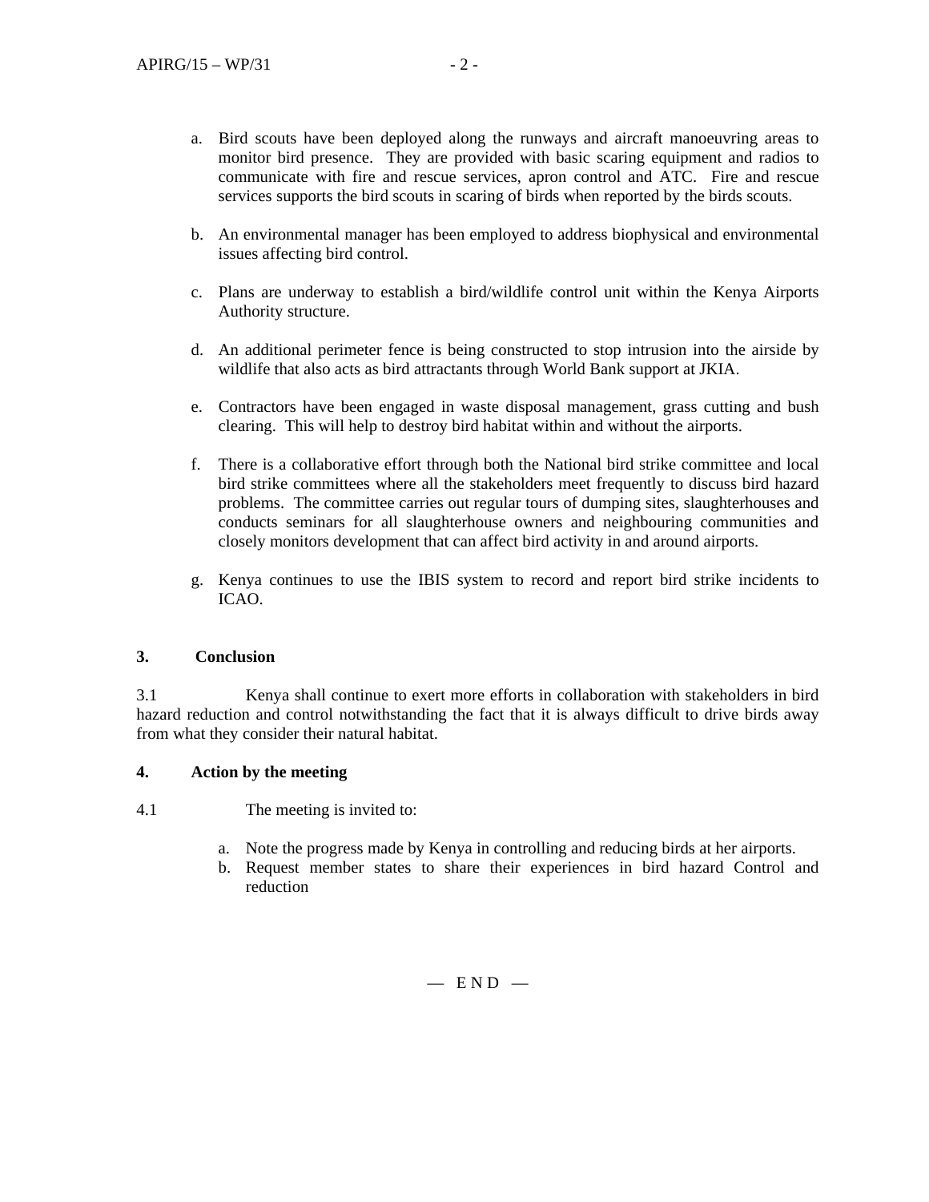a. Bird scouts have been deployed along the runways and aircraft manoeuvring areas to monitor bird presence. They are provided with basic scaring equipment and radios to communicate with fire and rescue services, apron control and ATC. Fire and rescue services supports the bird scouts in scaring of birds when reported by the birds scouts.

b. An environmental manager has been employed to address biophysical and environmental issues affecting bird control.

c. Plans are underway to establish a bird/wildlife control unit within the Kenya Airports Authority structure.

d. An additional perimeter fence is being constructed to stop intrusion into the airside by wildlife that also acts as bird attractants through World Bank support at JKIA.

e. Contractors have been engaged in waste disposal management, grass cutting and bush clearing. This will help to destroy bird habitat within and without the airports.

f. There is a collaborative effort through both the National bird strike committee and local bird strike committees where all the stakeholders meet frequently to discuss bird hazard problems. The committee carries out regular tours of dumping sites, slaughterhouses and conducts seminars for all slaughterhouse owners and neighbouring communities and closely monitors development that can affect bird activity in and around airports.

g. Kenya continues to use the IBIS system to record and report bird strike incidents to ICAO.

## 3. Conclusion

3.1 Kenya shall continue to exert more efforts in collaboration with stakeholders in bird hazard reduction and control notwithstanding the fact that it is always difficult to drive birds away from what they consider their natural habitat.

## 4. Action by the meeting

4.1 The meeting is invited to:

a. Note the progress made by Kenya in controlling and reducing birds at her airports.
b. Request member states to share their experiences in bird hazard Control and reduction

— END —